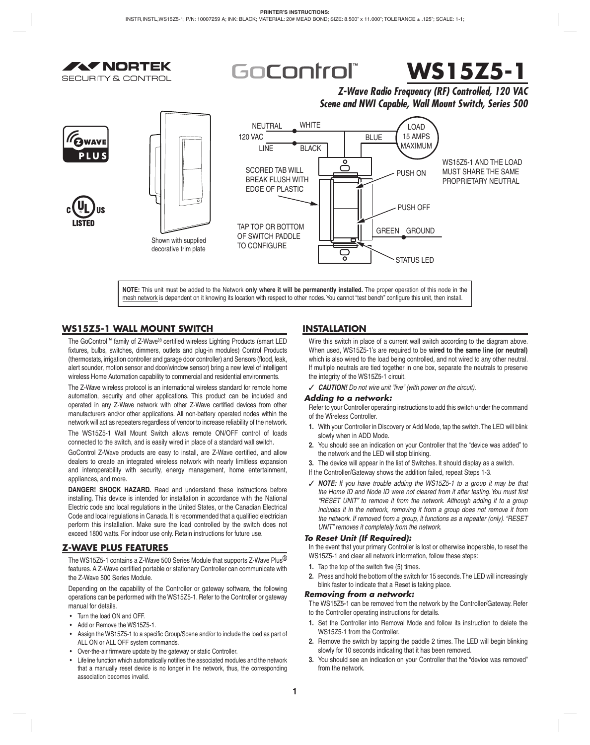PRINTER'S INSTRUCTIONS:
INSTR,INSTL,WS15Z5-1; P/N: 10007259 A; INK: BLACK; MATERIAL: 20# MEAD BOND; SIZE: 8.500" x 11.000"; TOLERANCE ± .125"; SCALE: 1-1;

NORTEK SECURITY & CONTROL

GoControl™

# WS15Z5-1

***Z-Wave Radio Frequency (RF) Controlled, 120 VAC Scene and NWI Capable, Wall Mount Switch, Series 500***

Shown with supplied decorative trim plate

NEUTRAL WHITE
120 VAC
LINE BLACK
BLUE
LOAD 15 AMPS MAXIMUM
SCORED TAB WILL BREAK FLUSH WITH EDGE OF PLASTIC
PUSH ON
PUSH OFF
TAP TOP OR BOTTOM OF SWITCH PADDLE TO CONFIGURE
GREEN GROUND
STATUS LED
WS15Z5-1 AND THE LOAD MUST SHARE THE SAME PROPRIETARY NEUTRAL

**NOTE:** This unit must be added to the Network **only where it will be permanently installed.** The proper operation of this node in the mesh network is dependent on it knowing its location with respect to other nodes. You cannot "test bench" configure this unit, then install.

## WS15Z5-1 WALL MOUNT SWITCH

The GoControl™ family of Z-Wave® certified wireless Lighting Products (smart LED fixtures, bulbs, switches, dimmers, outlets and plug-in modules) Control Products (thermostats, irrigation controller and garage door controller) and Sensors (flood, leak, alert sounder, motion sensor and door/window sensor) bring a new level of intelligent wireless Home Automation capability to commercial and residential environments.

The Z-Wave wireless protocol is an international wireless standard for remote home automation, security and other applications. This product can be included and operated in any Z-Wave network with other Z-Wave certified devices from other manufacturers and/or other applications. All non-battery operated nodes within the network will act as repeaters regardless of vendor to increase reliability of the network.

The WS15Z5-1 Wall Mount Switch allows remote ON/OFF control of loads connected to the switch, and is easily wired in place of a standard wall switch.

GoControl Z-Wave products are easy to install, are Z-Wave certified, and allow dealers to create an integrated wireless network with nearly limitless expansion and interoperability with security, energy management, home entertainment, appliances, and more.

**DANGER! SHOCK HAZARD.** Read and understand these instructions before installing. This device is intended for installation in accordance with the National Electric code and local regulations in the United States, or the Canadian Electrical Code and local regulations in Canada. It is recommended that a qualified electrician perform this installation. Make sure the load controlled by the switch does not exceed 1800 watts. For indoor use only. Retain instructions for future use.

## Z-WAVE PLUS FEATURES

The WS15Z5-1 contains a Z-Wave 500 Series Module that supports Z-Wave Plus® features. A Z-Wave certified portable or stationary Controller can communicate with the Z-Wave 500 Series Module.

Depending on the capability of the Controller or gateway software, the following operations can be performed with the WS15Z5-1. Refer to the Controller or gateway manual for details.

- Turn the load ON and OFF.
- Add or Remove the WS15Z5-1.
- Assign the WS15Z5-1 to a specific Group/Scene and/or to include the load as part of ALL ON or ALL OFF system commands.
- Over-the-air firmware update by the gateway or static Controller.
- Lifeline function which automatically notifies the associated modules and the network that a manually reset device is no longer in the network, thus, the corresponding association becomes invalid.

## INSTALLATION

Wire this switch in place of a current wall switch according to the diagram above. When used, WS15Z5-1's are required to be **wired to the same line (or neutral)** which is also wired to the load being controlled, and not wired to any other neutral. If multiple neutrals are tied together in one box, separate the neutrals to preserve the integrity of the WS15Z5-1 circuit.

✓ ***CAUTION!*** *Do not wire unit "live" (with power on the circuit).*

### Adding to a network:

Refer to your Certified Controller operating instructions to add this switch under the command of the Wireless Controller.

1. With your Controller in Discovery or Add Mode, tap the switch. The LED will blink slowly when in ADD Mode.
2. You should see an indication on your Controller that the "device was added" to the network and the LED will stop blinking.
3. The device will appear in the list of Switches. It should display as a switch.

If the Controller/Gateway shows the addition failed, repeat Steps 1-3.

✓ ***NOTE:*** *If you have trouble adding the WS15Z5-1 to a group it may be that the Home ID and Node ID were not cleared from it after testing. You must first "RESET UNIT" to remove it from the network. Although adding it to a group includes it in the network, removing it from a group does not remove it from the network. If removed from a group, it functions as a repeater (only). "RESET UNIT" removes it completely from the network.*

### To Reset Unit (If Required):

In the event that your primary Controller is lost or otherwise inoperable, to reset the WS15Z5-1 and clear all network information, follow these steps:

1. Tap the top of the switch five (5) times.
2. Press and hold the bottom of the switch for 15 seconds. The LED will increasingly blink faster to indicate that a Reset is taking place.

### Removing from a network:

The WS15Z5-1 can be removed from the network by the Controller/Gateway. Refer to the Controller operating instructions for details.

1. Set the Controller into Removal Mode and follow its instruction to delete the WS15Z5-1 from the Controller.
2. Remove the switch by tapping the paddle 2 times. The LED will begin blinking slowly for 10 seconds indicating that it has been removed.
3. You should see an indication on your Controller that the "device was removed" from the network.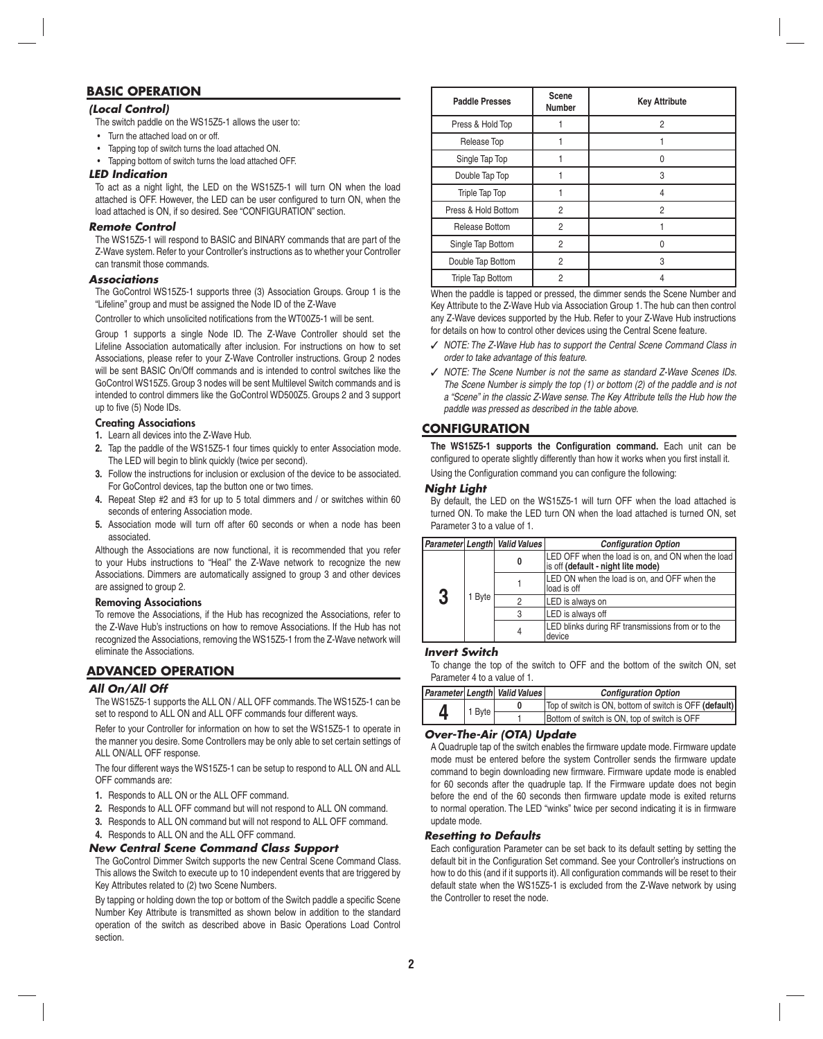## BASIC OPERATION

### *(Local Control)*

The switch paddle on the WS15Z5-1 allows the user to:

- Turn the attached load on or off.
- Tapping top of switch turns the load attached ON.
- Tapping bottom of switch turns the load attached OFF.

### *LED Indication*

To act as a night light, the LED on the WS15Z5-1 will turn ON when the load attached is OFF. However, the LED can be user configured to turn ON, when the load attached is ON, if so desired. See "CONFIGURATION" section.

### *Remote Control*

The WS15Z5-1 will respond to BASIC and BINARY commands that are part of the Z-Wave system. Refer to your Controller's instructions as to whether your Controller can transmit those commands.

### *Associations*

The GoControl WS15Z5-1 supports three (3) Association Groups. Group 1 is the "Lifeline" group and must be assigned the Node ID of the Z-Wave

Controller to which unsolicited notifications from the WT00Z5-1 will be sent.

Group 1 supports a single Node ID. The Z-Wave Controller should set the Lifeline Association automatically after inclusion. For instructions on how to set Associations, please refer to your Z-Wave Controller instructions. Group 2 nodes will be sent BASIC On/Off commands and is intended to control switches like the GoControl WS15Z5. Group 3 nodes will be sent Multilevel Switch commands and is intended to control dimmers like the GoControl WD500Z5. Groups 2 and 3 support up to five (5) Node IDs.

#### Creating Associations

1. Learn all devices into the Z-Wave Hub.
2. Tap the paddle of the WS15Z5-1 four times quickly to enter Association mode. The LED will begin to blink quickly (twice per second).
3. Follow the instructions for inclusion or exclusion of the device to be associated. For GoControl devices, tap the button one or two times.
4. Repeat Step #2 and #3 for up to 5 total dimmers and / or switches within 60 seconds of entering Association mode.
5. Association mode will turn off after 60 seconds or when a node has been associated.

Although the Associations are now functional, it is recommended that you refer to your Hubs instructions to "Heal" the Z-Wave network to recognize the new Associations. Dimmers are automatically assigned to group 3 and other devices are assigned to group 2.

#### Removing Associations

To remove the Associations, if the Hub has recognized the Associations, refer to the Z-Wave Hub's instructions on how to remove Associations. If the Hub has not recognized the Associations, removing the WS15Z5-1 from the Z-Wave network will eliminate the Associations.

## ADVANCED OPERATION

### *All On/All Off*

The WS15Z5-1 supports the ALL ON / ALL OFF commands. The WS15Z5-1 can be set to respond to ALL ON and ALL OFF commands four different ways.

Refer to your Controller for information on how to set the WS15Z5-1 to operate in the manner you desire. Some Controllers may be only able to set certain settings of ALL ON/ALL OFF response.

The four different ways the WS15Z5-1 can be setup to respond to ALL ON and ALL OFF commands are:

1. Responds to ALL ON or the ALL OFF command.
2. Responds to ALL OFF command but will not respond to ALL ON command.
3. Responds to ALL ON command but will not respond to ALL OFF command.
4. Responds to ALL ON and the ALL OFF command.

### *New Central Scene Command Class Support*

The GoControl Dimmer Switch supports the new Central Scene Command Class. This allows the Switch to execute up to 10 independent events that are triggered by Key Attributes related to (2) two Scene Numbers.

By tapping or holding down the top or bottom of the Switch paddle a specific Scene Number Key Attribute is transmitted as shown below in addition to the standard operation of the switch as described above in Basic Operations Load Control section.

| Paddle Presses | Scene Number | Key Attribute |
|---|---|---|
| Press & Hold Top | 1 | 2 |
| Release Top | 1 | 1 |
| Single Tap Top | 1 | 0 |
| Double Tap Top | 1 | 3 |
| Triple Tap Top | 1 | 4 |
| Press & Hold Bottom | 2 | 2 |
| Release Bottom | 2 | 1 |
| Single Tap Bottom | 2 | 0 |
| Double Tap Bottom | 2 | 3 |
| Triple Tap Bottom | 2 | 4 |

When the paddle is tapped or pressed, the dimmer sends the Scene Number and Key Attribute to the Z-Wave Hub via Association Group 1. The hub can then control any Z-Wave devices supported by the Hub. Refer to your Z-Wave Hub instructions for details on how to control other devices using the Central Scene feature.

✓ *NOTE: The Z-Wave Hub has to support the Central Scene Command Class in order to take advantage of this feature.*

✓ *NOTE: The Scene Number is not the same as standard Z-Wave Scenes IDs. The Scene Number is simply the top (1) or bottom (2) of the paddle and is not a "Scene" in the classic Z-Wave sense. The Key Attribute tells the Hub how the paddle was pressed as described in the table above.*

## CONFIGURATION

**The WS15Z5-1 supports the Configuration command.** Each unit can be configured to operate slightly differently than how it works when you first install it. Using the Configuration command you can configure the following:

### *Night Light*

By default, the LED on the WS15Z5-1 will turn OFF when the load attached is turned ON. To make the LED turn ON when the load attached is turned ON, set Parameter 3 to a value of 1.

| *Parameter* | *Length* | *Valid Values* | *Configuration Option* |
|---|---|---|---|
| **3** | 1 Byte | **0** | LED OFF when the load is on, and ON when the load is off **(default - night lite mode)** |
| | | 1 | LED ON when the load is on, and OFF when the load is off |
| | | 2 | LED is always on |
| | | 3 | LED is always off |
| | | 4 | LED blinks during RF transmissions from or to the device |

### *Invert Switch*

To change the top of the switch to OFF and the bottom of the switch ON, set Parameter 4 to a value of 1.

| *Parameter* | *Length* | *Valid Values* | *Configuration Option* |
|---|---|---|---|
| **4** | 1 Byte | **0** | Top of switch is ON, bottom of switch is OFF **(default)** |
| | | 1 | Bottom of switch is ON, top of switch is OFF |

### *Over-The-Air (OTA) Update*

A Quadruple tap of the switch enables the firmware update mode. Firmware update mode must be entered before the system Controller sends the firmware update command to begin downloading new firmware. Firmware update mode is enabled for 60 seconds after the quadruple tap. If the Firmware update does not begin before the end of the 60 seconds then firmware update mode is exited returns to normal operation. The LED "winks" twice per second indicating it is in firmware update mode.

### *Resetting to Defaults*

Each configuration Parameter can be set back to its default setting by setting the default bit in the Configuration Set command. See your Controller's instructions on how to do this (and if it supports it). All configuration commands will be reset to their default state when the WS15Z5-1 is excluded from the Z-Wave network by using the Controller to reset the node.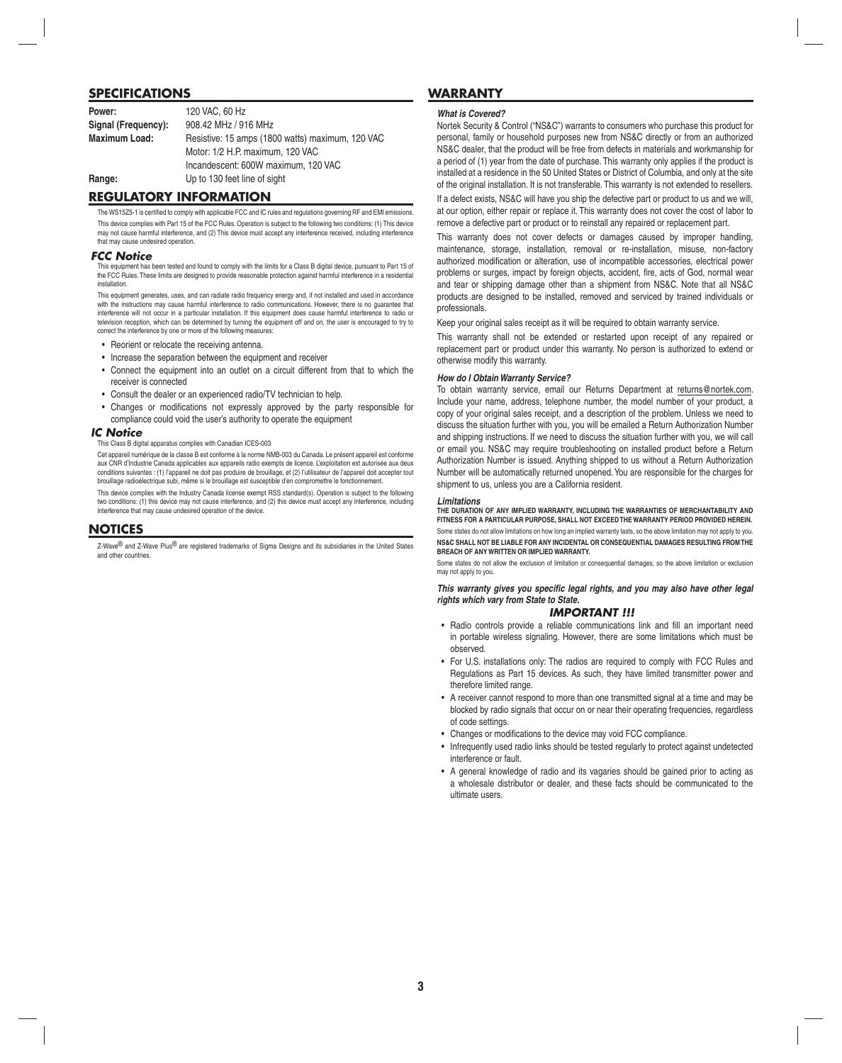## SPECIFICATIONS

| | |
|---|---|
| **Power:** | 120 VAC, 60 Hz |
| **Signal (Frequency):** | 908.42 MHz / 916 MHz |
| **Maximum Load:** | Resistive: 15 amps (1800 watts) maximum, 120 VAC |
| | Motor: 1/2 H.P. maximum, 120 VAC |
| | Incandescent: 600W maximum, 120 VAC |
| **Range:** | Up to 130 feet line of sight |

## REGULATORY INFORMATION

The WS15Z5-1 is certified to comply with applicable FCC and IC rules and regulations governing RF and EMI emissions.

This device complies with Part 15 of the FCC Rules. Operation is subject to the following two conditions: (1) This device may not cause harmful interference, and (2) This device must accept any interference received, including interference that may cause undesired operation.

### FCC Notice

This equipment has been tested and found to comply with the limits for a Class B digital device, pursuant to Part 15 of the FCC Rules. These limits are designed to provide reasonable protection against harmful interference in a residential installation.

This equipment generates, uses, and can radiate radio frequency energy and, if not installed and used in accordance with the instructions may cause harmful interference to radio communications. However, there is no guarantee that interference will not occur in a particular installation. If this equipment does cause harmful interference to radio or television reception, which can be determined by turning the equipment off and on, the user is encouraged to try to correct the interference by one or more of the following measures:

- Reorient or relocate the receiving antenna.
- Increase the separation between the equipment and receiver
- Connect the equipment into an outlet on a circuit different from that to which the receiver is connected
- Consult the dealer or an experienced radio/TV technician to help.
- Changes or modifications not expressly approved by the party responsible for compliance could void the user's authority to operate the equipment

### IC Notice

This Class B digital apparatus complies with Canadian ICES-003

Cet appareil numérique de la classe B est conforme à la norme NMB-003 du Canada. Le présent appareil est conforme aux CNR d'Industrie Canada applicables aux appareils radio exempts de licence. L'exploitation est autorisée aux deux conditions suivantes : (1) l'appareil ne doit pas produire de brouillage, et (2) l'utilisateur de l'appareil doit accepter tout brouillage radioélectrique subi, même si le brouillage est susceptible d'en compromettre le fonctionnement.

This device complies with the Industry Canada license exempt RSS standard(s). Operation is subject to the following two conditions: (1) this device may not cause interference, and (2) this device must accept any interference, including interference that may cause undesired operation of the device.

## NOTICES

Z-Wave® and Z-Wave Plus® are registered trademarks of Sigma Designs and its subsidiaries in the United States and other countries.

## WARRANTY

***What is Covered?***

Nortek Security & Control ("NS&C") warrants to consumers who purchase this product for personal, family or household purposes new from NS&C directly or from an authorized NS&C dealer, that the product will be free from defects in materials and workmanship for a period of (1) year from the date of purchase. This warranty only applies if the product is installed at a residence in the 50 United States or District of Columbia, and only at the site of the original installation. It is not transferable. This warranty is not extended to resellers.

If a defect exists, NS&C will have you ship the defective part or product to us and we will, at our option, either repair or replace it. This warranty does not cover the cost of labor to remove a defective part or product or to reinstall any repaired or replacement part.

This warranty does not cover defects or damages caused by improper handling, maintenance, storage, installation, removal or re-installation, misuse, non-factory authorized modification or alteration, use of incompatible accessories, electrical power problems or surges, impact by foreign objects, accident, fire, acts of God, normal wear and tear or shipping damage other than a shipment from NS&C. Note that all NS&C products are designed to be installed, removed and serviced by trained individuals or professionals.

Keep your original sales receipt as it will be required to obtain warranty service.

This warranty shall not be extended or restarted upon receipt of any repaired or replacement part or product under this warranty. No person is authorized to extend or otherwise modify this warranty.

***How do I Obtain Warranty Service?***

To obtain warranty service, email our Returns Department at returns@nortek.com. Include your name, address, telephone number, the model number of your product, a copy of your original sales receipt, and a description of the problem. Unless we need to discuss the situation further with you, you will be emailed a Return Authorization Number and shipping instructions. If we need to discuss the situation further with you, we will call or email you. NS&C may require troubleshooting on installed product before a Return Authorization Number is issued. Anything shipped to us without a Return Authorization Number will be automatically returned unopened. You are responsible for the charges for shipment to us, unless you are a California resident.

***Limitations***

**THE DURATION OF ANY IMPLIED WARRANTY, INCLUDING THE WARRANTIES OF MERCHANTABILITY AND FITNESS FOR A PARTICULAR PURPOSE, SHALL NOT EXCEED THE WARRANTY PERIOD PROVIDED HEREIN.**

Some states do not allow limitations on how long an implied warranty lasts, so the above limitation may not apply to you.

**NS&C SHALL NOT BE LIABLE FOR ANY INCIDENTAL OR CONSEQUENTIAL DAMAGES RESULTING FROM THE BREACH OF ANY WRITTEN OR IMPLIED WARRANTY.**

Some states do not allow the exclusion of limitation or consequential damages, so the above limitation or exclusion may not apply to you.

***This warranty gives you specific legal rights, and you may also have other legal rights which vary from State to State.***

### IMPORTANT !!!

- Radio controls provide a reliable communications link and fill an important need in portable wireless signaling. However, there are some limitations which must be observed.
- For U.S. installations only: The radios are required to comply with FCC Rules and Regulations as Part 15 devices. As such, they have limited transmitter power and therefore limited range.
- A receiver cannot respond to more than one transmitted signal at a time and may be blocked by radio signals that occur on or near their operating frequencies, regardless of code settings.
- Changes or modifications to the device may void FCC compliance.
- Infrequently used radio links should be tested regularly to protect against undetected interference or fault.
- A general knowledge of radio and its vagaries should be gained prior to acting as a wholesale distributor or dealer, and these facts should be communicated to the ultimate users.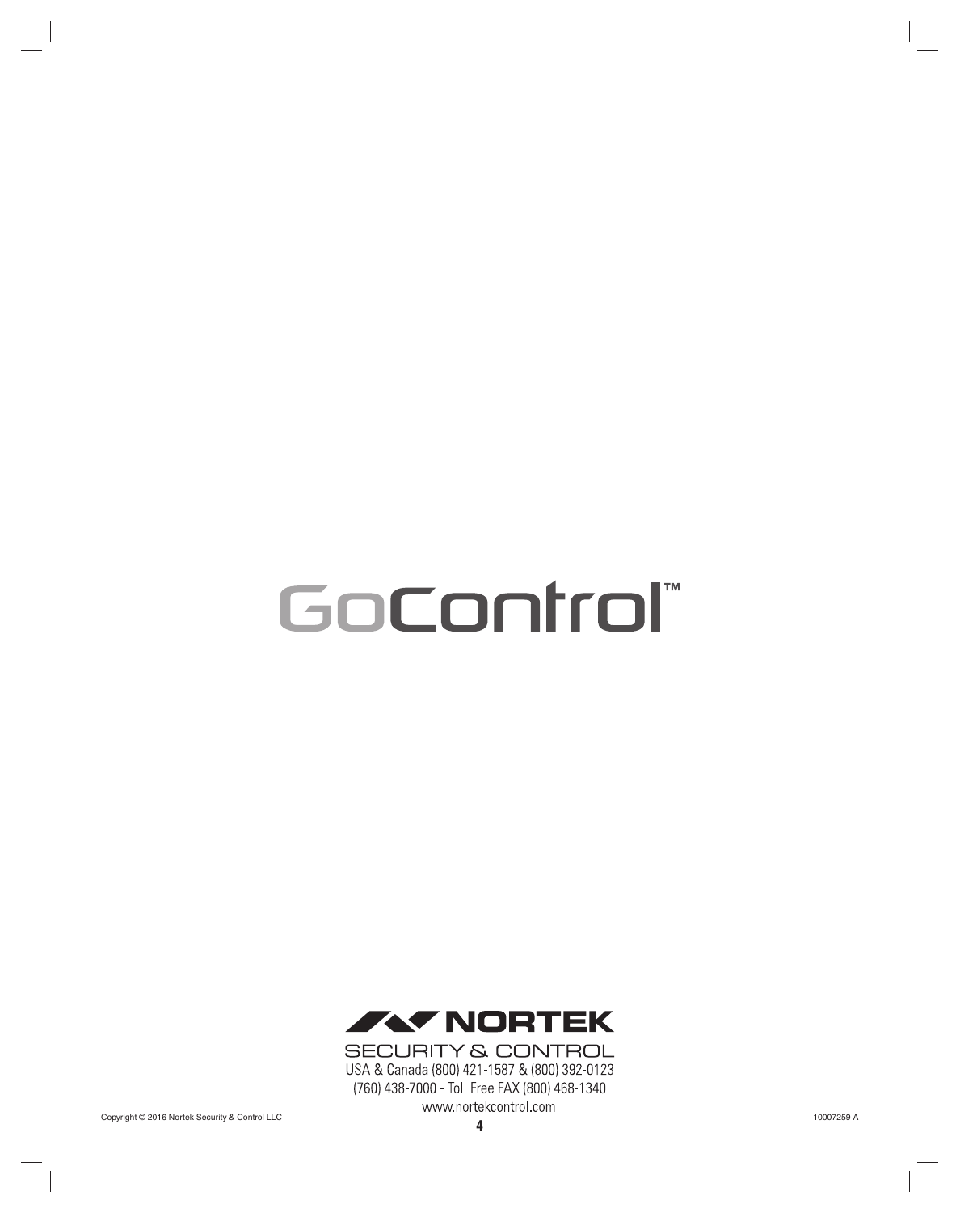GoControl™

NORTEK SECURITY & CONTROL

USA & Canada (800) 421-1587 & (800) 392-0123
(760) 438-7000 - Toll Free FAX (800) 468-1340
www.nortekcontrol.com

Copyright © 2016 Nortek Security & Control LLC

10007259 A